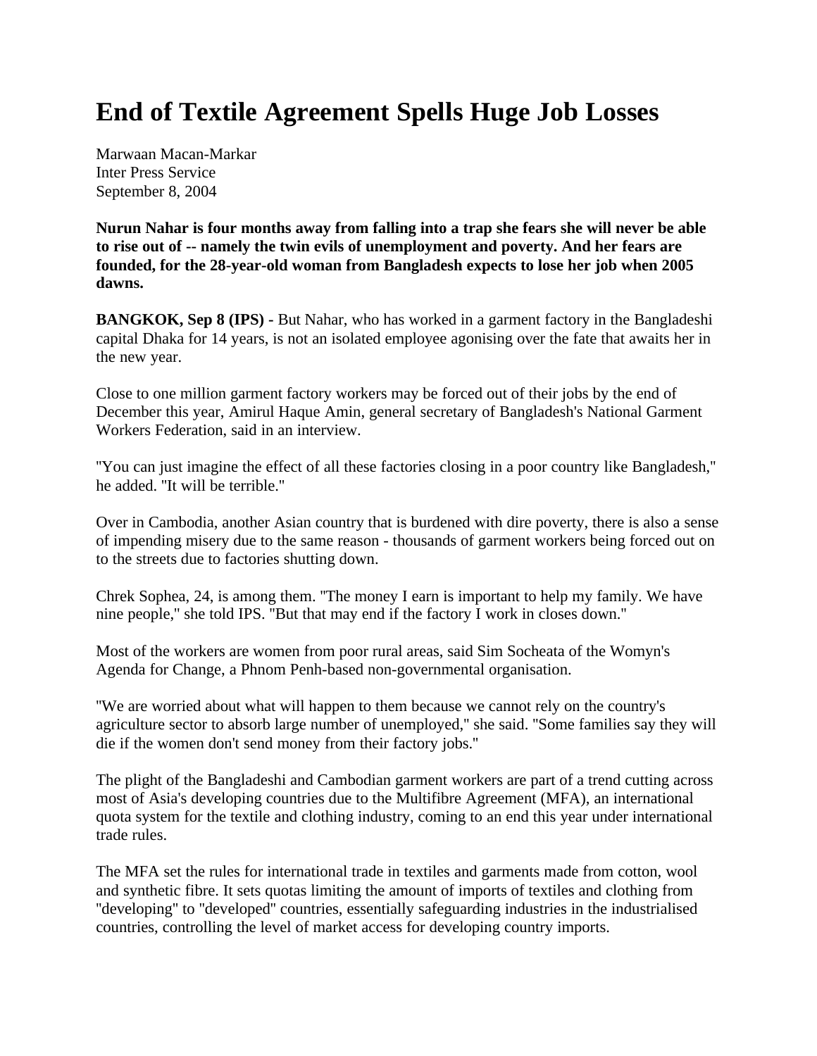# End of Textile Agreement Spells Huge Job Losses

Marwaan Macan-Markar
Inter Press Service
September 8, 2004

**Nurun Nahar is four months away from falling into a trap she fears she will never be able to rise out of -- namely the twin evils of unemployment and poverty. And her fears are founded, for the 28-year-old woman from Bangladesh expects to lose her job when 2005 dawns.**

**BANGKOK, Sep 8 (IPS) -** But Nahar, who has worked in a garment factory in the Bangladeshi capital Dhaka for 14 years, is not an isolated employee agonising over the fate that awaits her in the new year.

Close to one million garment factory workers may be forced out of their jobs by the end of December this year, Amirul Haque Amin, general secretary of Bangladesh's National Garment Workers Federation, said in an interview.

"You can just imagine the effect of all these factories closing in a poor country like Bangladesh," he added. "It will be terrible."

Over in Cambodia, another Asian country that is burdened with dire poverty, there is also a sense of impending misery due to the same reason - thousands of garment workers being forced out on to the streets due to factories shutting down.

Chrek Sophea, 24, is among them. "The money I earn is important to help my family. We have nine people," she told IPS. "But that may end if the factory I work in closes down."

Most of the workers are women from poor rural areas, said Sim Socheata of the Womyn's Agenda for Change, a Phnom Penh-based non-governmental organisation.

"We are worried about what will happen to them because we cannot rely on the country's agriculture sector to absorb large number of unemployed," she said. "Some families say they will die if the women don't send money from their factory jobs."

The plight of the Bangladeshi and Cambodian garment workers are part of a trend cutting across most of Asia's developing countries due to the Multifibre Agreement (MFA), an international quota system for the textile and clothing industry, coming to an end this year under international trade rules.

The MFA set the rules for international trade in textiles and garments made from cotton, wool and synthetic fibre. It sets quotas limiting the amount of imports of textiles and clothing from "developing" to "developed" countries, essentially safeguarding industries in the industrialised countries, controlling the level of market access for developing country imports.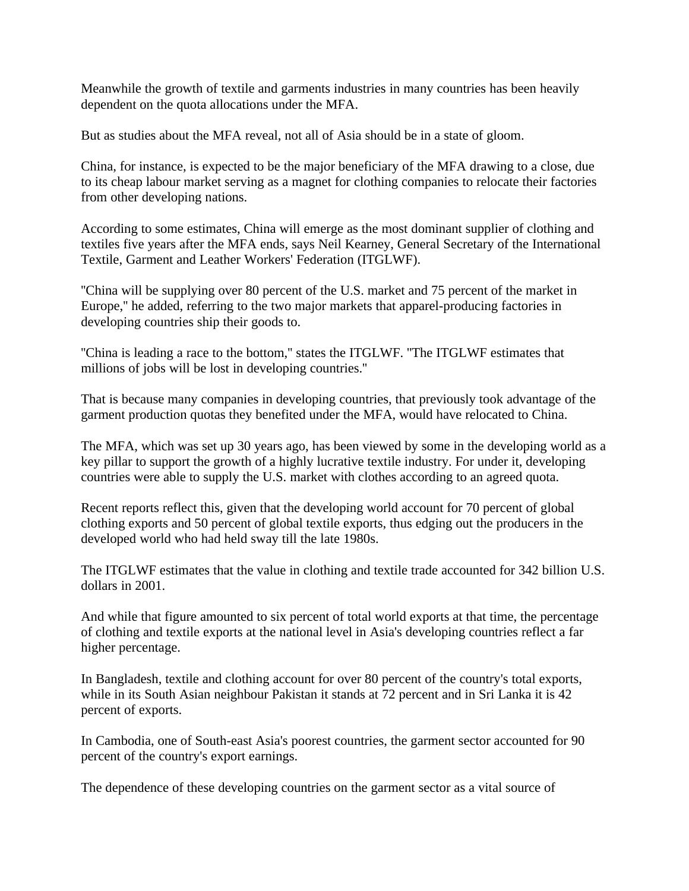Meanwhile the growth of textile and garments industries in many countries has been heavily dependent on the quota allocations under the MFA.

But as studies about the MFA reveal, not all of Asia should be in a state of gloom.

China, for instance, is expected to be the major beneficiary of the MFA drawing to a close, due to its cheap labour market serving as a magnet for clothing companies to relocate their factories from other developing nations.

According to some estimates, China will emerge as the most dominant supplier of clothing and textiles five years after the MFA ends, says Neil Kearney, General Secretary of the International Textile, Garment and Leather Workers' Federation (ITGLWF).

"China will be supplying over 80 percent of the U.S. market and 75 percent of the market in Europe," he added, referring to the two major markets that apparel-producing factories in developing countries ship their goods to.

"China is leading a race to the bottom," states the ITGLWF. "The ITGLWF estimates that millions of jobs will be lost in developing countries."

That is because many companies in developing countries, that previously took advantage of the garment production quotas they benefited under the MFA, would have relocated to China.

The MFA, which was set up 30 years ago, has been viewed by some in the developing world as a key pillar to support the growth of a highly lucrative textile industry. For under it, developing countries were able to supply the U.S. market with clothes according to an agreed quota.

Recent reports reflect this, given that the developing world account for 70 percent of global clothing exports and 50 percent of global textile exports, thus edging out the producers in the developed world who had held sway till the late 1980s.

The ITGLWF estimates that the value in clothing and textile trade accounted for 342 billion U.S. dollars in 2001.

And while that figure amounted to six percent of total world exports at that time, the percentage of clothing and textile exports at the national level in Asia's developing countries reflect a far higher percentage.

In Bangladesh, textile and clothing account for over 80 percent of the country's total exports, while in its South Asian neighbour Pakistan it stands at 72 percent and in Sri Lanka it is 42 percent of exports.

In Cambodia, one of South-east Asia's poorest countries, the garment sector accounted for 90 percent of the country's export earnings.

The dependence of these developing countries on the garment sector as a vital source of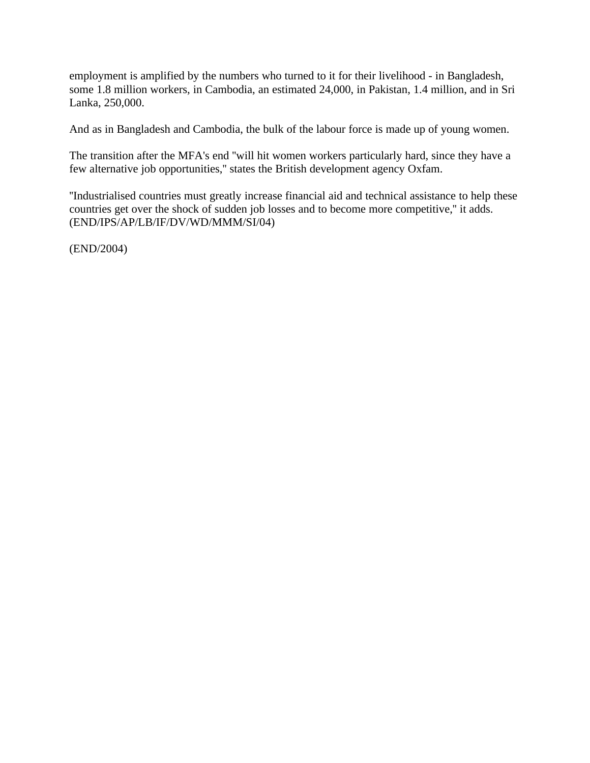employment is amplified by the numbers who turned to it for their livelihood - in Bangladesh, some 1.8 million workers, in Cambodia, an estimated 24,000, in Pakistan, 1.4 million, and in Sri Lanka, 250,000.

And as in Bangladesh and Cambodia, the bulk of the labour force is made up of young women.

The transition after the MFA's end ''will hit women workers particularly hard, since they have a few alternative job opportunities,'' states the British development agency Oxfam.

''Industrialised countries must greatly increase financial aid and technical assistance to help these countries get over the shock of sudden job losses and to become more competitive,'' it adds. (END/IPS/AP/LB/IF/DV/WD/MMM/SI/04)

(END/2004)